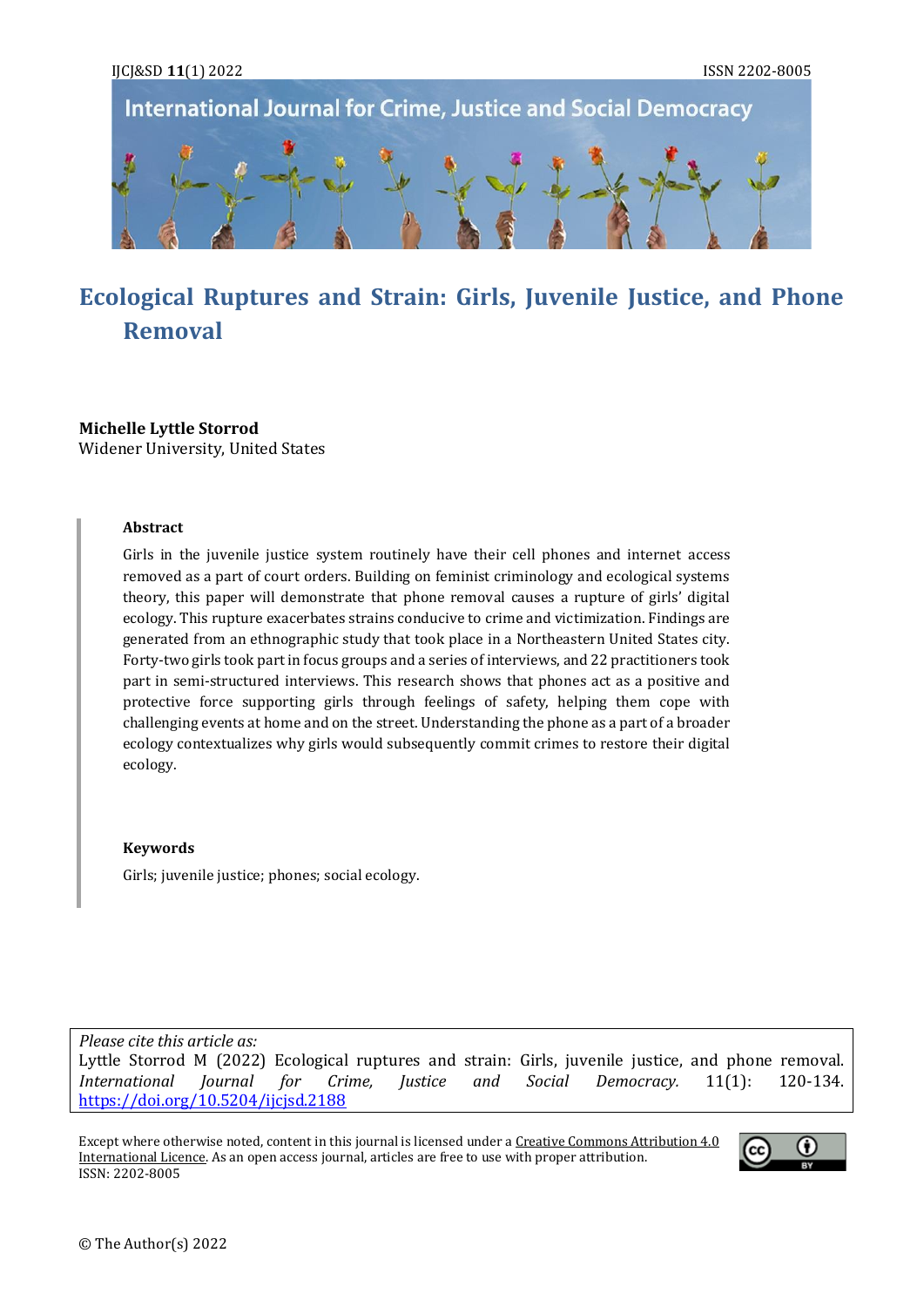International Journal for Crime, Justice and Social Democracy

# Ecological Ruptures and Strain: Girls, Juvenile Justice, and Phone Removal

**Michelle Lyttle Storrod**
Widener University, United States

## Abstract

Girls in the juvenile justice system routinely have their cell phones and internet access removed as a part of court orders. Building on feminist criminology and ecological systems theory, this paper will demonstrate that phone removal causes a rupture of girls' digital ecology. This rupture exacerbates strains conducive to crime and victimization. Findings are generated from an ethnographic study that took place in a Northeastern United States city. Forty-two girls took part in focus groups and a series of interviews, and 22 practitioners took part in semi-structured interviews. This research shows that phones act as a positive and protective force supporting girls through feelings of safety, helping them cope with challenging events at home and on the street. Understanding the phone as a part of a broader ecology contextualizes why girls would subsequently commit crimes to restore their digital ecology.

## Keywords

Girls; juvenile justice; phones; social ecology.

*Please cite this article as:*
Lyttle Storrod M (2022) Ecological ruptures and strain: Girls, juvenile justice, and phone removal. *International Journal for Crime, Justice and Social Democracy.* 11(1): 120-134. https://doi.org/10.5204/ijcjsd.2188

Except where otherwise noted, content in this journal is licensed under a Creative Commons Attribution 4.0 International Licence. As an open access journal, articles are free to use with proper attribution.
ISSN: 2202-8005

© The Author(s) 2022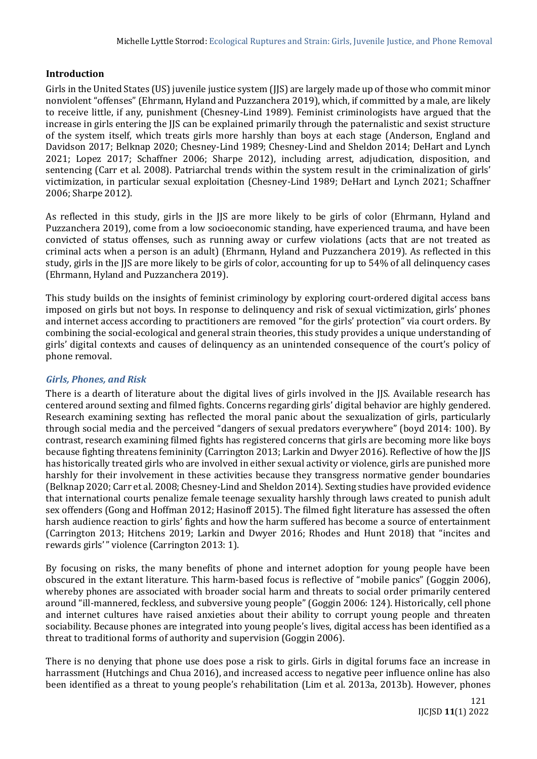## Introduction

Girls in the United States (US) juvenile justice system (JJS) are largely made up of those who commit minor nonviolent "offenses" (Ehrmann, Hyland and Puzzanchera 2019), which, if committed by a male, are likely to receive little, if any, punishment (Chesney-Lind 1989). Feminist criminologists have argued that the increase in girls entering the JJS can be explained primarily through the paternalistic and sexist structure of the system itself, which treats girls more harshly than boys at each stage (Anderson, England and Davidson 2017; Belknap 2020; Chesney-Lind 1989; Chesney-Lind and Sheldon 2014; DeHart and Lynch 2021; Lopez 2017; Schaffner 2006; Sharpe 2012), including arrest, adjudication, disposition, and sentencing (Carr et al. 2008). Patriarchal trends within the system result in the criminalization of girls' victimization, in particular sexual exploitation (Chesney-Lind 1989; DeHart and Lynch 2021; Schaffner 2006; Sharpe 2012).

As reflected in this study, girls in the JJS are more likely to be girls of color (Ehrmann, Hyland and Puzzanchera 2019), come from a low socioeconomic standing, have experienced trauma, and have been convicted of status offenses, such as running away or curfew violations (acts that are not treated as criminal acts when a person is an adult) (Ehrmann, Hyland and Puzzanchera 2019). As reflected in this study, girls in the JJS are more likely to be girls of color, accounting for up to 54% of all delinquency cases (Ehrmann, Hyland and Puzzanchera 2019).

This study builds on the insights of feminist criminology by exploring court-ordered digital access bans imposed on girls but not boys. In response to delinquency and risk of sexual victimization, girls' phones and internet access according to practitioners are removed "for the girls' protection" via court orders. By combining the social-ecological and general strain theories, this study provides a unique understanding of girls' digital contexts and causes of delinquency as an unintended consequence of the court's policy of phone removal.

### *Girls, Phones, and Risk*

There is a dearth of literature about the digital lives of girls involved in the JJS. Available research has centered around sexting and filmed fights. Concerns regarding girls' digital behavior are highly gendered. Research examining sexting has reflected the moral panic about the sexualization of girls, particularly through social media and the perceived "dangers of sexual predators everywhere" (boyd 2014: 100). By contrast, research examining filmed fights has registered concerns that girls are becoming more like boys because fighting threatens femininity (Carrington 2013; Larkin and Dwyer 2016). Reflective of how the JJS has historically treated girls who are involved in either sexual activity or violence, girls are punished more harshly for their involvement in these activities because they transgress normative gender boundaries (Belknap 2020; Carr et al. 2008; Chesney-Lind and Sheldon 2014). Sexting studies have provided evidence that international courts penalize female teenage sexuality harshly through laws created to punish adult sex offenders (Gong and Hoffman 2012; Hasinoff 2015). The filmed fight literature has assessed the often harsh audience reaction to girls' fights and how the harm suffered has become a source of entertainment (Carrington 2013; Hitchens 2019; Larkin and Dwyer 2016; Rhodes and Hunt 2018) that "incites and rewards girls'" violence (Carrington 2013: 1).

By focusing on risks, the many benefits of phone and internet adoption for young people have been obscured in the extant literature. This harm-based focus is reflective of "mobile panics" (Goggin 2006), whereby phones are associated with broader social harm and threats to social order primarily centered around "ill-mannered, feckless, and subversive young people" (Goggin 2006: 124). Historically, cell phone and internet cultures have raised anxieties about their ability to corrupt young people and threaten sociability. Because phones are integrated into young people's lives, digital access has been identified as a threat to traditional forms of authority and supervision (Goggin 2006).

There is no denying that phone use does pose a risk to girls. Girls in digital forums face an increase in harrassment (Hutchings and Chua 2016), and increased access to negative peer influence online has also been identified as a threat to young people's rehabilitation (Lim et al. 2013a, 2013b). However, phones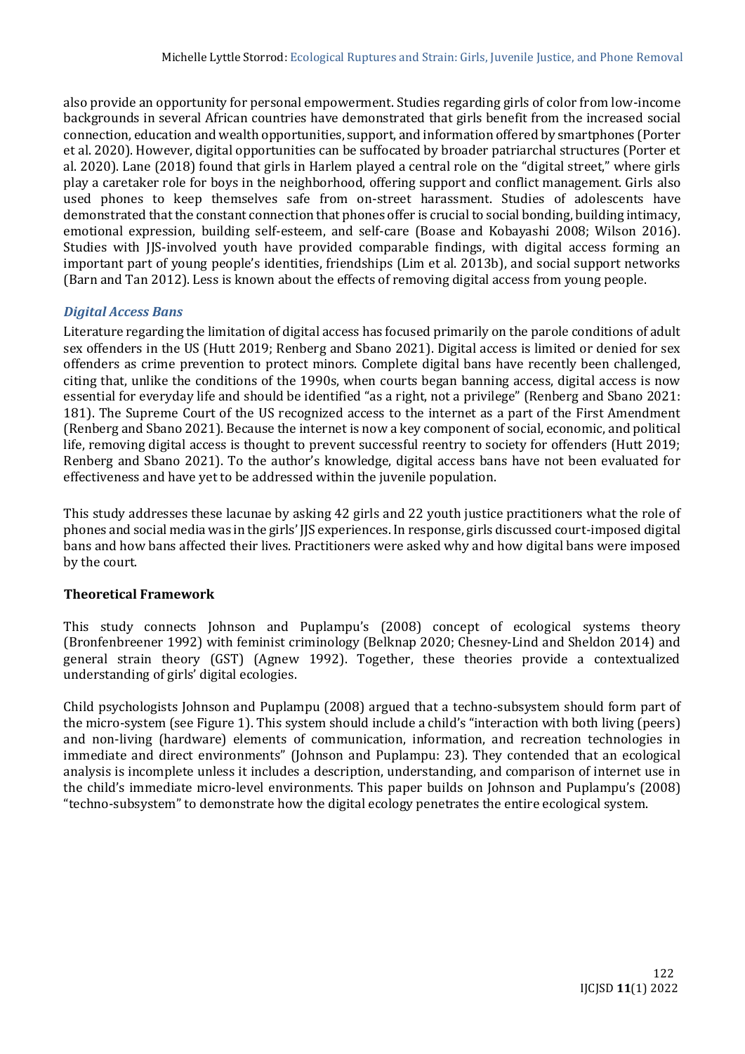also provide an opportunity for personal empowerment. Studies regarding girls of color from low-income backgrounds in several African countries have demonstrated that girls benefit from the increased social connection, education and wealth opportunities, support, and information offered by smartphones (Porter et al. 2020). However, digital opportunities can be suffocated by broader patriarchal structures (Porter et al. 2020). Lane (2018) found that girls in Harlem played a central role on the "digital street," where girls play a caretaker role for boys in the neighborhood, offering support and conflict management. Girls also used phones to keep themselves safe from on-street harassment. Studies of adolescents have demonstrated that the constant connection that phones offer is crucial to social bonding, building intimacy, emotional expression, building self-esteem, and self-care (Boase and Kobayashi 2008; Wilson 2016). Studies with JJS-involved youth have provided comparable findings, with digital access forming an important part of young people's identities, friendships (Lim et al. 2013b), and social support networks (Barn and Tan 2012). Less is known about the effects of removing digital access from young people.

### *Digital Access Bans*

Literature regarding the limitation of digital access has focused primarily on the parole conditions of adult sex offenders in the US (Hutt 2019; Renberg and Sbano 2021). Digital access is limited or denied for sex offenders as crime prevention to protect minors. Complete digital bans have recently been challenged, citing that, unlike the conditions of the 1990s, when courts began banning access, digital access is now essential for everyday life and should be identified "as a right, not a privilege" (Renberg and Sbano 2021: 181). The Supreme Court of the US recognized access to the internet as a part of the First Amendment (Renberg and Sbano 2021). Because the internet is now a key component of social, economic, and political life, removing digital access is thought to prevent successful reentry to society for offenders (Hutt 2019; Renberg and Sbano 2021). To the author's knowledge, digital access bans have not been evaluated for effectiveness and have yet to be addressed within the juvenile population.

This study addresses these lacunae by asking 42 girls and 22 youth justice practitioners what the role of phones and social media was in the girls' JJS experiences. In response, girls discussed court-imposed digital bans and how bans affected their lives. Practitioners were asked why and how digital bans were imposed by the court.

## **Theoretical Framework**

This study connects Johnson and Puplampu's (2008) concept of ecological systems theory (Bronfenbreener 1992) with feminist criminology (Belknap 2020; Chesney-Lind and Sheldon 2014) and general strain theory (GST) (Agnew 1992). Together, these theories provide a contextualized understanding of girls' digital ecologies.

Child psychologists Johnson and Puplampu (2008) argued that a techno-subsystem should form part of the micro-system (see Figure 1). This system should include a child's "interaction with both living (peers) and non-living (hardware) elements of communication, information, and recreation technologies in immediate and direct environments" (Johnson and Puplampu: 23). They contended that an ecological analysis is incomplete unless it includes a description, understanding, and comparison of internet use in the child's immediate micro-level environments. This paper builds on Johnson and Puplampu's (2008) "techno-subsystem" to demonstrate how the digital ecology penetrates the entire ecological system.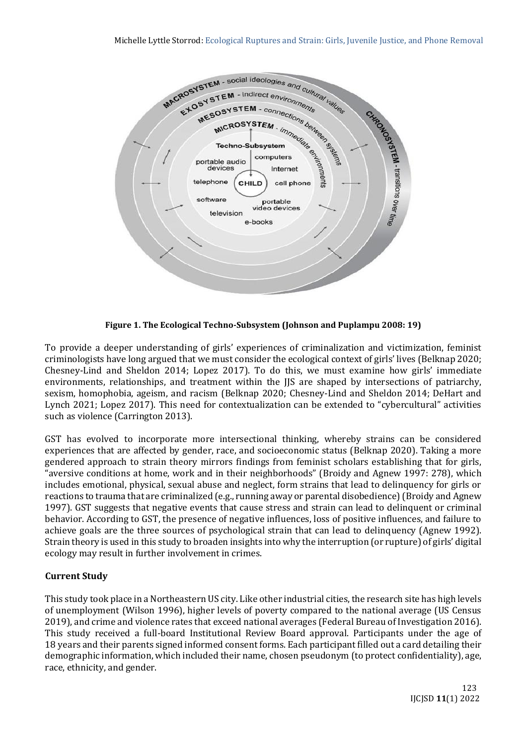**Figure 1. The Ecological Techno-Subsystem (Johnson and Puplampu 2008: 19)**

To provide a deeper understanding of girls' experiences of criminalization and victimization, feminist criminologists have long argued that we must consider the ecological context of girls' lives (Belknap 2020; Chesney-Lind and Sheldon 2014; Lopez 2017). To do this, we must examine how girls' immediate environments, relationships, and treatment within the JJS are shaped by intersections of patriarchy, sexism, homophobia, ageism, and racism (Belknap 2020; Chesney-Lind and Sheldon 2014; DeHart and Lynch 2021; Lopez 2017). This need for contextualization can be extended to "cybercultural" activities such as violence (Carrington 2013).

GST has evolved to incorporate more intersectional thinking, whereby strains can be considered experiences that are affected by gender, race, and socioeconomic status (Belknap 2020). Taking a more gendered approach to strain theory mirrors findings from feminist scholars establishing that for girls, "aversive conditions at home, work and in their neighborhoods" (Broidy and Agnew 1997: 278), which includes emotional, physical, sexual abuse and neglect, form strains that lead to delinquency for girls or reactions to trauma that are criminalized (e.g., running away or parental disobedience) (Broidy and Agnew 1997). GST suggests that negative events that cause stress and strain can lead to delinquent or criminal behavior. According to GST, the presence of negative influences, loss of positive influences, and failure to achieve goals are the three sources of psychological strain that can lead to delinquency (Agnew 1992). Strain theory is used in this study to broaden insights into why the interruption (or rupture) of girls' digital ecology may result in further involvement in crimes.

## Current Study

This study took place in a Northeastern US city. Like other industrial cities, the research site has high levels of unemployment (Wilson 1996), higher levels of poverty compared to the national average (US Census 2019), and crime and violence rates that exceed national averages (Federal Bureau of Investigation 2016). This study received a full-board Institutional Review Board approval. Participants under the age of 18 years and their parents signed informed consent forms. Each participant filled out a card detailing their demographic information, which included their name, chosen pseudonym (to protect confidentiality), age, race, ethnicity, and gender.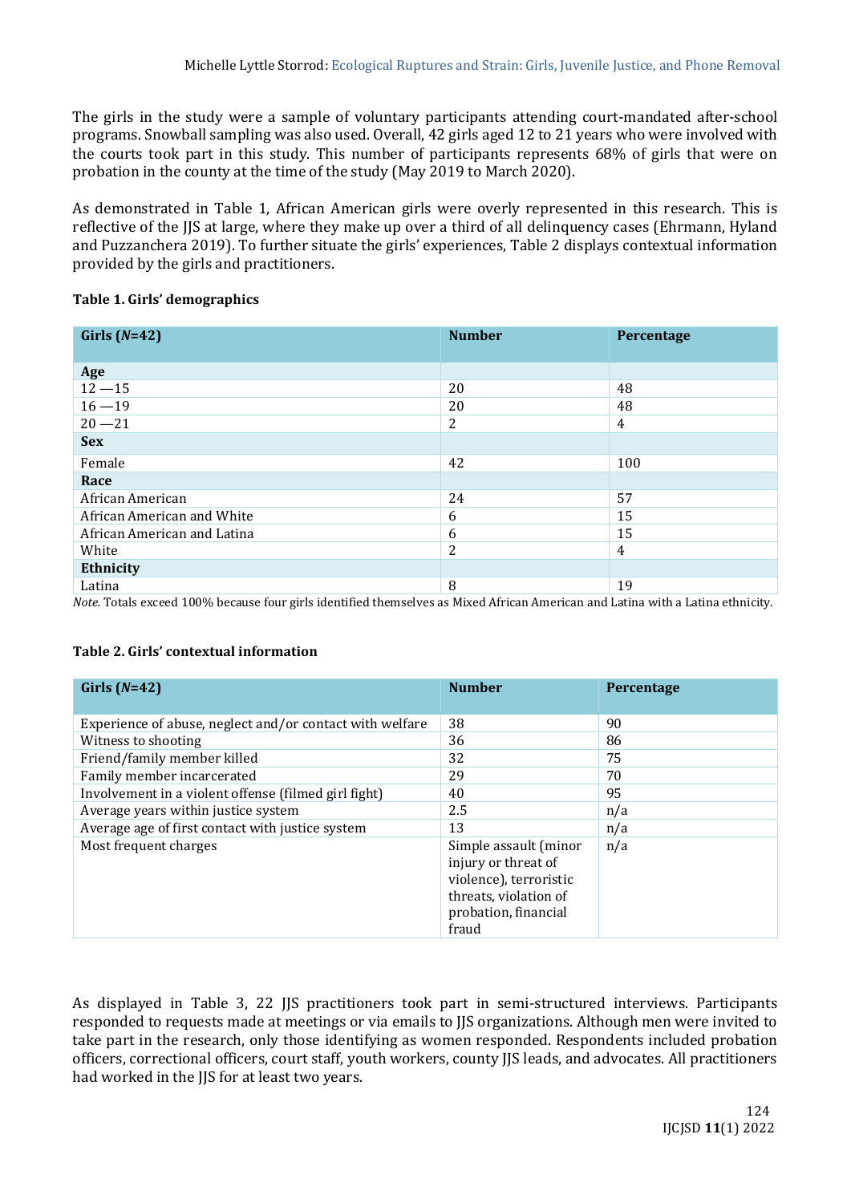The girls in the study were a sample of voluntary participants attending court-mandated after-school programs. Snowball sampling was also used. Overall, 42 girls aged 12 to 21 years who were involved with the courts took part in this study. This number of participants represents 68% of girls that were on probation in the county at the time of the study (May 2019 to March 2020).

As demonstrated in Table 1, African American girls were overly represented in this research. This is reflective of the JJS at large, where they make up over a third of all delinquency cases (Ehrmann, Hyland and Puzzanchera 2019). To further situate the girls' experiences, Table 2 displays contextual information provided by the girls and practitioners.

**Table 1. Girls' demographics**

| Girls (*N*=42) | Number | Percentage |
|---|---|---|
| **Age** | | |
| 12 —15 | 20 | 48 |
| 16 —19 | 20 | 48 |
| 20 —21 | 2 | 4 |
| **Sex** | | |
| Female | 42 | 100 |
| **Race** | | |
| African American | 24 | 57 |
| African American and White | 6 | 15 |
| African American and Latina | 6 | 15 |
| White | 2 | 4 |
| **Ethnicity** | | |
| Latina | 8 | 19 |

*Note.* Totals exceed 100% because four girls identified themselves as Mixed African American and Latina with a Latina ethnicity.

**Table 2. Girls' contextual information**

| Girls (*N*=42) | Number | Percentage |
|---|---|---|
| Experience of abuse, neglect and/or contact with welfare | 38 | 90 |
| Witness to shooting | 36 | 86 |
| Friend/family member killed | 32 | 75 |
| Family member incarcerated | 29 | 70 |
| Involvement in a violent offense (filmed girl fight) | 40 | 95 |
| Average years within justice system | 2.5 | n/a |
| Average age of first contact with justice system | 13 | n/a |
| Most frequent charges | Simple assault (minor injury or threat of violence), terroristic threats, violation of probation, financial fraud | n/a |

As displayed in Table 3, 22 JJS practitioners took part in semi-structured interviews. Participants responded to requests made at meetings or via emails to JJS organizations. Although men were invited to take part in the research, only those identifying as women responded. Respondents included probation officers, correctional officers, court staff, youth workers, county JJS leads, and advocates. All practitioners had worked in the JJS for at least two years.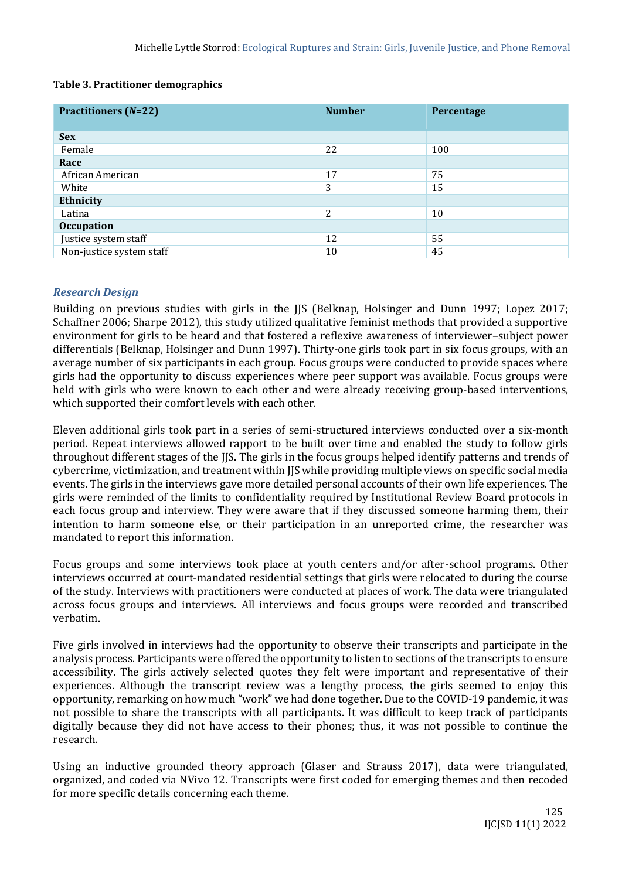**Table 3. Practitioner demographics**

| Practitioners (*N*=22) | Number | Percentage |
|---|---|---|
| **Sex** | | |
| Female | 22 | 100 |
| **Race** | | |
| African American | 17 | 75 |
| White | 3 | 15 |
| **Ethnicity** | | |
| Latina | 2 | 10 |
| **Occupation** | | |
| Justice system staff | 12 | 55 |
| Non-justice system staff | 10 | 45 |

### *Research Design*

Building on previous studies with girls in the JJS (Belknap, Holsinger and Dunn 1997; Lopez 2017; Schaffner 2006; Sharpe 2012), this study utilized qualitative feminist methods that provided a supportive environment for girls to be heard and that fostered a reflexive awareness of interviewer–subject power differentials (Belknap, Holsinger and Dunn 1997). Thirty-one girls took part in six focus groups, with an average number of six participants in each group. Focus groups were conducted to provide spaces where girls had the opportunity to discuss experiences where peer support was available. Focus groups were held with girls who were known to each other and were already receiving group-based interventions, which supported their comfort levels with each other.

Eleven additional girls took part in a series of semi-structured interviews conducted over a six-month period. Repeat interviews allowed rapport to be built over time and enabled the study to follow girls throughout different stages of the JJS. The girls in the focus groups helped identify patterns and trends of cybercrime, victimization, and treatment within JJS while providing multiple views on specific social media events. The girls in the interviews gave more detailed personal accounts of their own life experiences. The girls were reminded of the limits to confidentiality required by Institutional Review Board protocols in each focus group and interview. They were aware that if they discussed someone harming them, their intention to harm someone else, or their participation in an unreported crime, the researcher was mandated to report this information.

Focus groups and some interviews took place at youth centers and/or after-school programs. Other interviews occurred at court-mandated residential settings that girls were relocated to during the course of the study. Interviews with practitioners were conducted at places of work. The data were triangulated across focus groups and interviews. All interviews and focus groups were recorded and transcribed verbatim.

Five girls involved in interviews had the opportunity to observe their transcripts and participate in the analysis process. Participants were offered the opportunity to listen to sections of the transcripts to ensure accessibility. The girls actively selected quotes they felt were important and representative of their experiences. Although the transcript review was a lengthy process, the girls seemed to enjoy this opportunity, remarking on how much "work" we had done together. Due to the COVID-19 pandemic, it was not possible to share the transcripts with all participants. It was difficult to keep track of participants digitally because they did not have access to their phones; thus, it was not possible to continue the research.

Using an inductive grounded theory approach (Glaser and Strauss 2017), data were triangulated, organized, and coded via NVivo 12. Transcripts were first coded for emerging themes and then recoded for more specific details concerning each theme.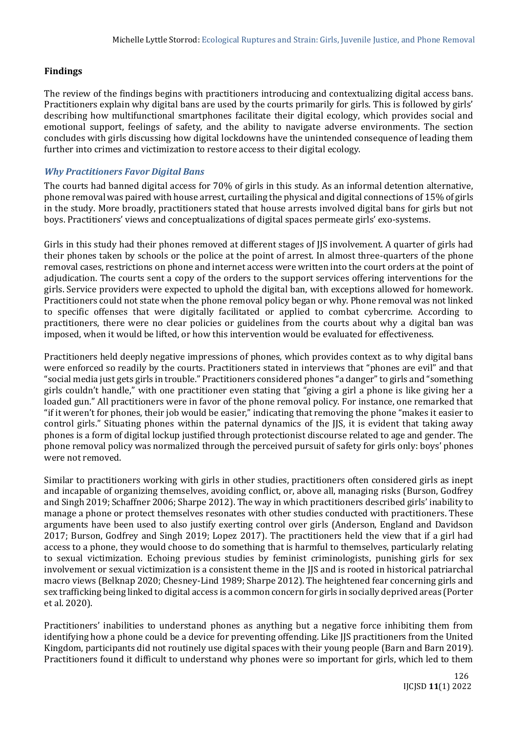## Findings

The review of the findings begins with practitioners introducing and contextualizing digital access bans. Practitioners explain why digital bans are used by the courts primarily for girls. This is followed by girls' describing how multifunctional smartphones facilitate their digital ecology, which provides social and emotional support, feelings of safety, and the ability to navigate adverse environments. The section concludes with girls discussing how digital lockdowns have the unintended consequence of leading them further into crimes and victimization to restore access to their digital ecology.

### *Why Practitioners Favor Digital Bans*

The courts had banned digital access for 70% of girls in this study. As an informal detention alternative, phone removal was paired with house arrest, curtailing the physical and digital connections of 15% of girls in the study. More broadly, practitioners stated that house arrests involved digital bans for girls but not boys. Practitioners' views and conceptualizations of digital spaces permeate girls' exo-systems.

Girls in this study had their phones removed at different stages of JJS involvement. A quarter of girls had their phones taken by schools or the police at the point of arrest. In almost three-quarters of the phone removal cases, restrictions on phone and internet access were written into the court orders at the point of adjudication. The courts sent a copy of the orders to the support services offering interventions for the girls. Service providers were expected to uphold the digital ban, with exceptions allowed for homework. Practitioners could not state when the phone removal policy began or why. Phone removal was not linked to specific offenses that were digitally facilitated or applied to combat cybercrime. According to practitioners, there were no clear policies or guidelines from the courts about why a digital ban was imposed, when it would be lifted, or how this intervention would be evaluated for effectiveness.

Practitioners held deeply negative impressions of phones, which provides context as to why digital bans were enforced so readily by the courts. Practitioners stated in interviews that "phones are evil" and that "social media just gets girls in trouble." Practitioners considered phones "a danger" to girls and "something girls couldn't handle," with one practitioner even stating that "giving a girl a phone is like giving her a loaded gun." All practitioners were in favor of the phone removal policy. For instance, one remarked that "if it weren't for phones, their job would be easier," indicating that removing the phone "makes it easier to control girls." Situating phones within the paternal dynamics of the JJS, it is evident that taking away phones is a form of digital lockup justified through protectionist discourse related to age and gender. The phone removal policy was normalized through the perceived pursuit of safety for girls only: boys' phones were not removed.

Similar to practitioners working with girls in other studies, practitioners often considered girls as inept and incapable of organizing themselves, avoiding conflict, or, above all, managing risks (Burson, Godfrey and Singh 2019; Schaffner 2006; Sharpe 2012). The way in which practitioners described girls' inability to manage a phone or protect themselves resonates with other studies conducted with practitioners. These arguments have been used to also justify exerting control over girls (Anderson, England and Davidson 2017; Burson, Godfrey and Singh 2019; Lopez 2017). The practitioners held the view that if a girl had access to a phone, they would choose to do something that is harmful to themselves, particularly relating to sexual victimization. Echoing previous studies by feminist criminologists, punishing girls for sex involvement or sexual victimization is a consistent theme in the JJS and is rooted in historical patriarchal macro views (Belknap 2020; Chesney-Lind 1989; Sharpe 2012). The heightened fear concerning girls and sex trafficking being linked to digital access is a common concern for girls in socially deprived areas (Porter et al. 2020).

Practitioners' inabilities to understand phones as anything but a negative force inhibiting them from identifying how a phone could be a device for preventing offending. Like JJS practitioners from the United Kingdom, participants did not routinely use digital spaces with their young people (Barn and Barn 2019). Practitioners found it difficult to understand why phones were so important for girls, which led to them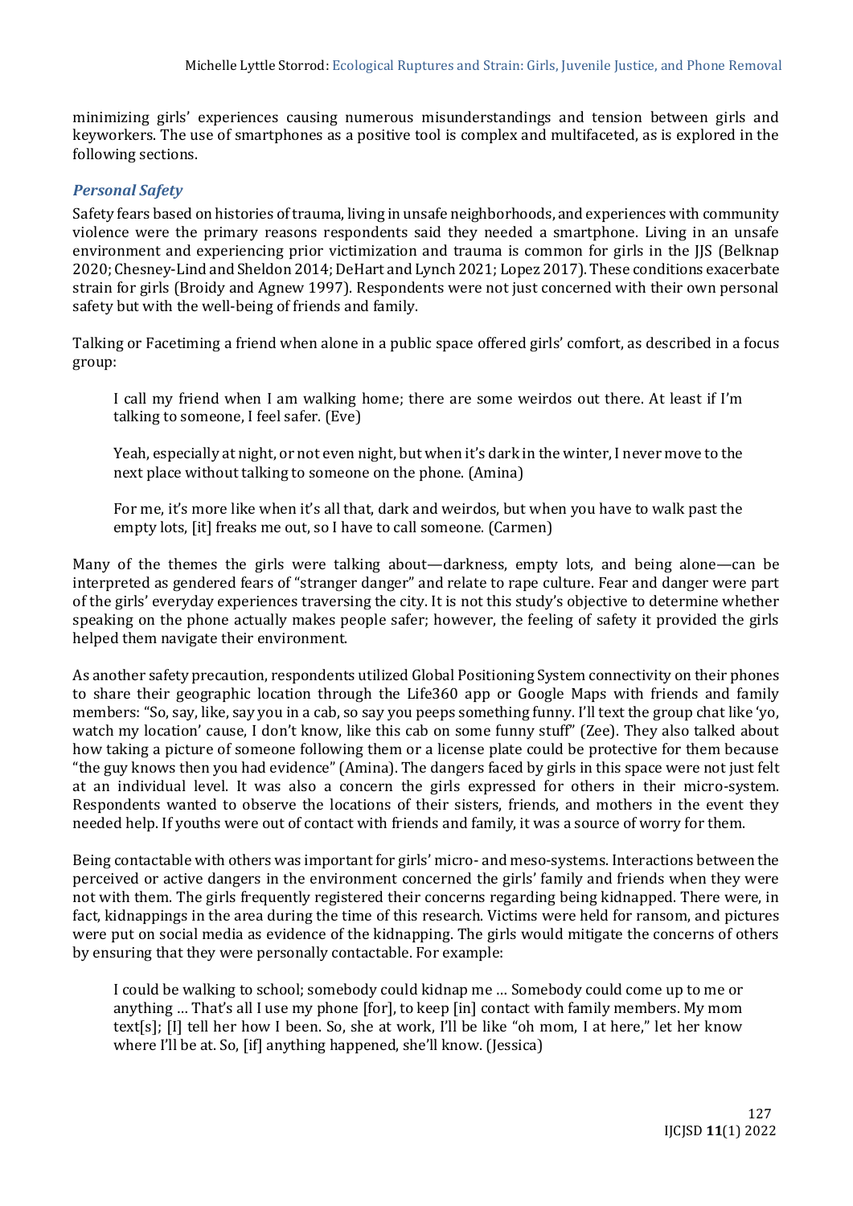minimizing girls' experiences causing numerous misunderstandings and tension between girls and keyworkers. The use of smartphones as a positive tool is complex and multifaceted, as is explored in the following sections.

### *Personal Safety*

Safety fears based on histories of trauma, living in unsafe neighborhoods, and experiences with community violence were the primary reasons respondents said they needed a smartphone. Living in an unsafe environment and experiencing prior victimization and trauma is common for girls in the JJS (Belknap 2020; Chesney-Lind and Sheldon 2014; DeHart and Lynch 2021; Lopez 2017). These conditions exacerbate strain for girls (Broidy and Agnew 1997). Respondents were not just concerned with their own personal safety but with the well-being of friends and family.

Talking or Facetiming a friend when alone in a public space offered girls' comfort, as described in a focus group:

> I call my friend when I am walking home; there are some weirdos out there. At least if I'm talking to someone, I feel safer. (Eve)
>
> Yeah, especially at night, or not even night, but when it's dark in the winter, I never move to the next place without talking to someone on the phone. (Amina)
>
> For me, it's more like when it's all that, dark and weirdos, but when you have to walk past the empty lots, [it] freaks me out, so I have to call someone. (Carmen)

Many of the themes the girls were talking about—darkness, empty lots, and being alone—can be interpreted as gendered fears of "stranger danger" and relate to rape culture. Fear and danger were part of the girls' everyday experiences traversing the city. It is not this study's objective to determine whether speaking on the phone actually makes people safer; however, the feeling of safety it provided the girls helped them navigate their environment.

As another safety precaution, respondents utilized Global Positioning System connectivity on their phones to share their geographic location through the Life360 app or Google Maps with friends and family members: "So, say, like, say you in a cab, so say you peeps something funny. I'll text the group chat like 'yo, watch my location' cause, I don't know, like this cab on some funny stuff" (Zee). They also talked about how taking a picture of someone following them or a license plate could be protective for them because "the guy knows then you had evidence" (Amina). The dangers faced by girls in this space were not just felt at an individual level. It was also a concern the girls expressed for others in their micro-system. Respondents wanted to observe the locations of their sisters, friends, and mothers in the event they needed help. If youths were out of contact with friends and family, it was a source of worry for them.

Being contactable with others was important for girls' micro- and meso-systems. Interactions between the perceived or active dangers in the environment concerned the girls' family and friends when they were not with them. The girls frequently registered their concerns regarding being kidnapped. There were, in fact, kidnappings in the area during the time of this research. Victims were held for ransom, and pictures were put on social media as evidence of the kidnapping. The girls would mitigate the concerns of others by ensuring that they were personally contactable. For example:

> I could be walking to school; somebody could kidnap me … Somebody could come up to me or anything … That's all I use my phone [for], to keep [in] contact with family members. My mom text[s]; [I] tell her how I been. So, she at work, I'll be like "oh mom, I at here," let her know where I'll be at. So, [if] anything happened, she'll know. (Jessica)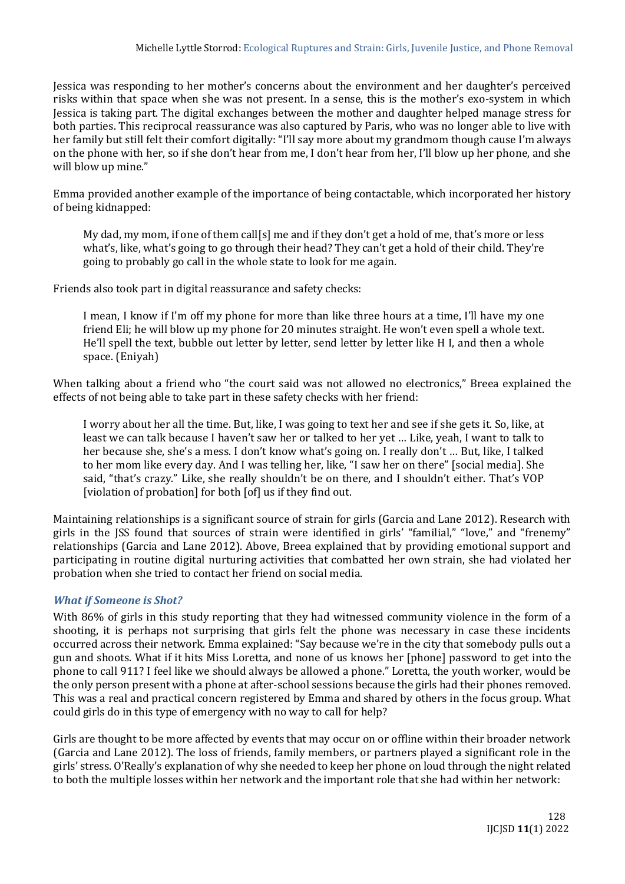Jessica was responding to her mother's concerns about the environment and her daughter's perceived risks within that space when she was not present. In a sense, this is the mother's exo-system in which Jessica is taking part. The digital exchanges between the mother and daughter helped manage stress for both parties. This reciprocal reassurance was also captured by Paris, who was no longer able to live with her family but still felt their comfort digitally: "I'll say more about my grandmom though cause I'm always on the phone with her, so if she don't hear from me, I don't hear from her, I'll blow up her phone, and she will blow up mine."

Emma provided another example of the importance of being contactable, which incorporated her history of being kidnapped:

> My dad, my mom, if one of them call[s] me and if they don't get a hold of me, that's more or less what's, like, what's going to go through their head? They can't get a hold of their child. They're going to probably go call in the whole state to look for me again.

Friends also took part in digital reassurance and safety checks:

> I mean, I know if I'm off my phone for more than like three hours at a time, I'll have my one friend Eli; he will blow up my phone for 20 minutes straight. He won't even spell a whole text. He'll spell the text, bubble out letter by letter, send letter by letter like H I, and then a whole space. (Eniyah)

When talking about a friend who "the court said was not allowed no electronics," Breea explained the effects of not being able to take part in these safety checks with her friend:

> I worry about her all the time. But, like, I was going to text her and see if she gets it. So, like, at least we can talk because I haven't saw her or talked to her yet … Like, yeah, I want to talk to her because she, she's a mess. I don't know what's going on. I really don't … But, like, I talked to her mom like every day. And I was telling her, like, "I saw her on there" [social media]. She said, "that's crazy." Like, she really shouldn't be on there, and I shouldn't either. That's VOP [violation of probation] for both [of] us if they find out.

Maintaining relationships is a significant source of strain for girls (Garcia and Lane 2012). Research with girls in the JSS found that sources of strain were identified in girls' "familial," "love," and "frenemy" relationships (Garcia and Lane 2012). Above, Breea explained that by providing emotional support and participating in routine digital nurturing activities that combatted her own strain, she had violated her probation when she tried to contact her friend on social media.

### *What if Someone is Shot?*

With 86% of girls in this study reporting that they had witnessed community violence in the form of a shooting, it is perhaps not surprising that girls felt the phone was necessary in case these incidents occurred across their network. Emma explained: "Say because we're in the city that somebody pulls out a gun and shoots. What if it hits Miss Loretta, and none of us knows her [phone] password to get into the phone to call 911? I feel like we should always be allowed a phone." Loretta, the youth worker, would be the only person present with a phone at after-school sessions because the girls had their phones removed. This was a real and practical concern registered by Emma and shared by others in the focus group. What could girls do in this type of emergency with no way to call for help?

Girls are thought to be more affected by events that may occur on or offline within their broader network (Garcia and Lane 2012). The loss of friends, family members, or partners played a significant role in the girls' stress. O'Really's explanation of why she needed to keep her phone on loud through the night related to both the multiple losses within her network and the important role that she had within her network: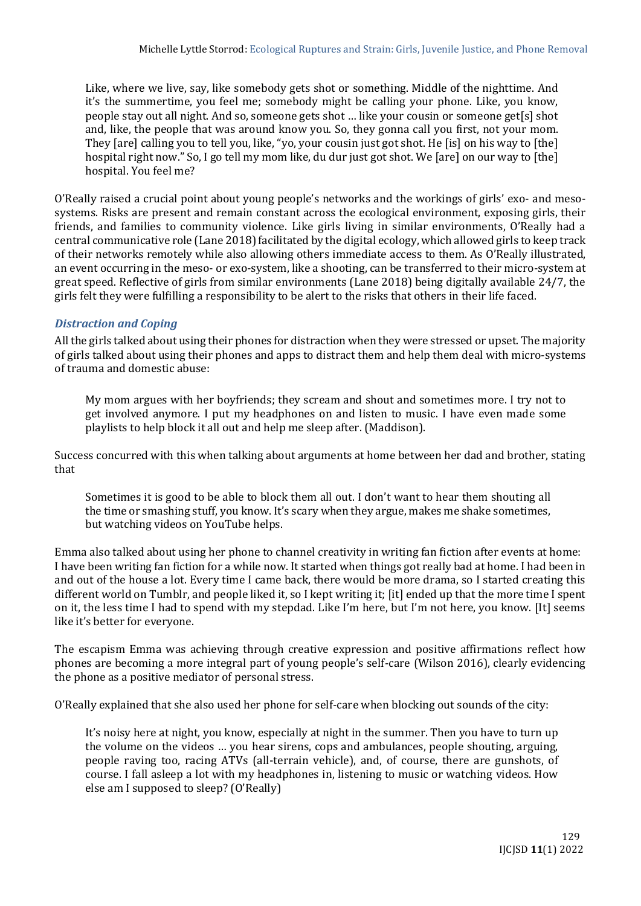> Like, where we live, say, like somebody gets shot or something. Middle of the nighttime. And it's the summertime, you feel me; somebody might be calling your phone. Like, you know, people stay out all night. And so, someone gets shot … like your cousin or someone get[s] shot and, like, the people that was around know you. So, they gonna call you first, not your mom. They [are] calling you to tell you, like, "yo, your cousin just got shot. He [is] on his way to [the] hospital right now." So, I go tell my mom like, du dur just got shot. We [are] on our way to [the] hospital. You feel me?

O'Really raised a crucial point about young people's networks and the workings of girls' exo- and meso-systems. Risks are present and remain constant across the ecological environment, exposing girls, their friends, and families to community violence. Like girls living in similar environments, O'Really had a central communicative role (Lane 2018) facilitated by the digital ecology, which allowed girls to keep track of their networks remotely while also allowing others immediate access to them. As O'Really illustrated, an event occurring in the meso- or exo-system, like a shooting, can be transferred to their micro-system at great speed. Reflective of girls from similar environments (Lane 2018) being digitally available 24/7, the girls felt they were fulfilling a responsibility to be alert to the risks that others in their life faced.

### *Distraction and Coping*

All the girls talked about using their phones for distraction when they were stressed or upset. The majority of girls talked about using their phones and apps to distract them and help them deal with micro-systems of trauma and domestic abuse:

> My mom argues with her boyfriends; they scream and shout and sometimes more. I try not to get involved anymore. I put my headphones on and listen to music. I have even made some playlists to help block it all out and help me sleep after. (Maddison).

Success concurred with this when talking about arguments at home between her dad and brother, stating that

> Sometimes it is good to be able to block them all out. I don't want to hear them shouting all the time or smashing stuff, you know. It's scary when they argue, makes me shake sometimes, but watching videos on YouTube helps.

Emma also talked about using her phone to channel creativity in writing fan fiction after events at home: I have been writing fan fiction for a while now. It started when things got really bad at home. I had been in and out of the house a lot. Every time I came back, there would be more drama, so I started creating this different world on Tumblr, and people liked it, so I kept writing it; [it] ended up that the more time I spent on it, the less time I had to spend with my stepdad. Like I'm here, but I'm not here, you know. [It] seems like it's better for everyone.

The escapism Emma was achieving through creative expression and positive affirmations reflect how phones are becoming a more integral part of young people's self-care (Wilson 2016), clearly evidencing the phone as a positive mediator of personal stress.

O'Really explained that she also used her phone for self-care when blocking out sounds of the city:

> It's noisy here at night, you know, especially at night in the summer. Then you have to turn up the volume on the videos … you hear sirens, cops and ambulances, people shouting, arguing, people raving too, racing ATVs (all-terrain vehicle), and, of course, there are gunshots, of course. I fall asleep a lot with my headphones in, listening to music or watching videos. How else am I supposed to sleep? (O'Really)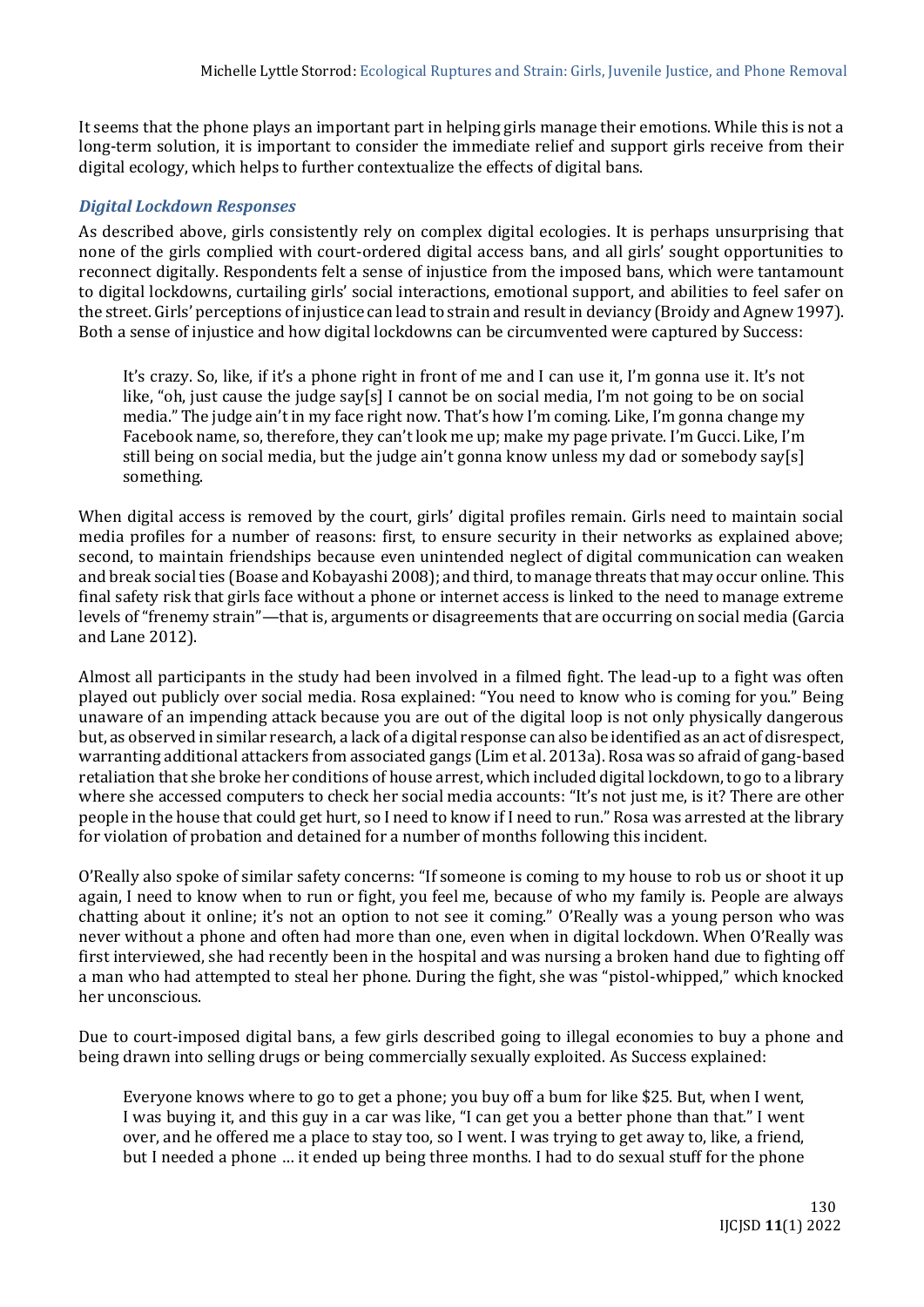It seems that the phone plays an important part in helping girls manage their emotions. While this is not a long-term solution, it is important to consider the immediate relief and support girls receive from their digital ecology, which helps to further contextualize the effects of digital bans.

### *Digital Lockdown Responses*

As described above, girls consistently rely on complex digital ecologies. It is perhaps unsurprising that none of the girls complied with court-ordered digital access bans, and all girls' sought opportunities to reconnect digitally. Respondents felt a sense of injustice from the imposed bans, which were tantamount to digital lockdowns, curtailing girls' social interactions, emotional support, and abilities to feel safer on the street. Girls' perceptions of injustice can lead to strain and result in deviancy (Broidy and Agnew 1997). Both a sense of injustice and how digital lockdowns can be circumvented were captured by Success:

> It's crazy. So, like, if it's a phone right in front of me and I can use it, I'm gonna use it. It's not like, "oh, just cause the judge say[s] I cannot be on social media, I'm not going to be on social media." The judge ain't in my face right now. That's how I'm coming. Like, I'm gonna change my Facebook name, so, therefore, they can't look me up; make my page private. I'm Gucci. Like, I'm still being on social media, but the judge ain't gonna know unless my dad or somebody say[s] something.

When digital access is removed by the court, girls' digital profiles remain. Girls need to maintain social media profiles for a number of reasons: first, to ensure security in their networks as explained above; second, to maintain friendships because even unintended neglect of digital communication can weaken and break social ties (Boase and Kobayashi 2008); and third, to manage threats that may occur online. This final safety risk that girls face without a phone or internet access is linked to the need to manage extreme levels of "frenemy strain"—that is, arguments or disagreements that are occurring on social media (Garcia and Lane 2012).

Almost all participants in the study had been involved in a filmed fight. The lead-up to a fight was often played out publicly over social media. Rosa explained: "You need to know who is coming for you." Being unaware of an impending attack because you are out of the digital loop is not only physically dangerous but, as observed in similar research, a lack of a digital response can also be identified as an act of disrespect, warranting additional attackers from associated gangs (Lim et al. 2013a). Rosa was so afraid of gang-based retaliation that she broke her conditions of house arrest, which included digital lockdown, to go to a library where she accessed computers to check her social media accounts: "It's not just me, is it? There are other people in the house that could get hurt, so I need to know if I need to run." Rosa was arrested at the library for violation of probation and detained for a number of months following this incident.

O'Really also spoke of similar safety concerns: "If someone is coming to my house to rob us or shoot it up again, I need to know when to run or fight, you feel me, because of who my family is. People are always chatting about it online; it's not an option to not see it coming." O'Really was a young person who was never without a phone and often had more than one, even when in digital lockdown. When O'Really was first interviewed, she had recently been in the hospital and was nursing a broken hand due to fighting off a man who had attempted to steal her phone. During the fight, she was "pistol-whipped," which knocked her unconscious.

Due to court-imposed digital bans, a few girls described going to illegal economies to buy a phone and being drawn into selling drugs or being commercially sexually exploited. As Success explained:

> Everyone knows where to go to get a phone; you buy off a bum for like $25. But, when I went, I was buying it, and this guy in a car was like, "I can get you a better phone than that." I went over, and he offered me a place to stay too, so I went. I was trying to get away to, like, a friend, but I needed a phone … it ended up being three months. I had to do sexual stuff for the phone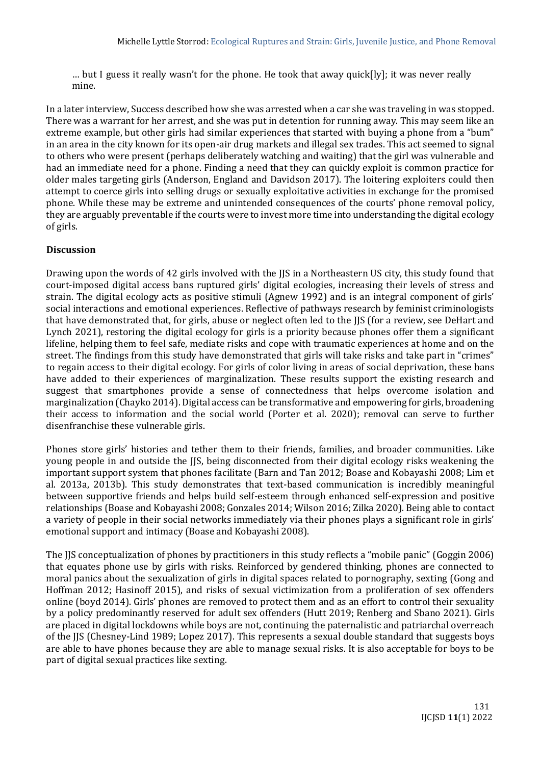> … but I guess it really wasn't for the phone. He took that away quick[ly]; it was never really mine.

In a later interview, Success described how she was arrested when a car she was traveling in was stopped. There was a warrant for her arrest, and she was put in detention for running away. This may seem like an extreme example, but other girls had similar experiences that started with buying a phone from a "bum" in an area in the city known for its open-air drug markets and illegal sex trades. This act seemed to signal to others who were present (perhaps deliberately watching and waiting) that the girl was vulnerable and had an immediate need for a phone. Finding a need that they can quickly exploit is common practice for older males targeting girls (Anderson, England and Davidson 2017). The loitering exploiters could then attempt to coerce girls into selling drugs or sexually exploitative activities in exchange for the promised phone. While these may be extreme and unintended consequences of the courts' phone removal policy, they are arguably preventable if the courts were to invest more time into understanding the digital ecology of girls.

## Discussion

Drawing upon the words of 42 girls involved with the JJS in a Northeastern US city, this study found that court-imposed digital access bans ruptured girls' digital ecologies, increasing their levels of stress and strain. The digital ecology acts as positive stimuli (Agnew 1992) and is an integral component of girls' social interactions and emotional experiences. Reflective of pathways research by feminist criminologists that have demonstrated that, for girls, abuse or neglect often led to the JJS (for a review, see DeHart and Lynch 2021), restoring the digital ecology for girls is a priority because phones offer them a significant lifeline, helping them to feel safe, mediate risks and cope with traumatic experiences at home and on the street. The findings from this study have demonstrated that girls will take risks and take part in "crimes" to regain access to their digital ecology. For girls of color living in areas of social deprivation, these bans have added to their experiences of marginalization. These results support the existing research and suggest that smartphones provide a sense of connectedness that helps overcome isolation and marginalization (Chayko 2014). Digital access can be transformative and empowering for girls, broadening their access to information and the social world (Porter et al. 2020); removal can serve to further disenfranchise these vulnerable girls.

Phones store girls' histories and tether them to their friends, families, and broader communities. Like young people in and outside the JJS, being disconnected from their digital ecology risks weakening the important support system that phones facilitate (Barn and Tan 2012; Boase and Kobayashi 2008; Lim et al. 2013a, 2013b). This study demonstrates that text-based communication is incredibly meaningful between supportive friends and helps build self-esteem through enhanced self-expression and positive relationships (Boase and Kobayashi 2008; Gonzales 2014; Wilson 2016; Zilka 2020). Being able to contact a variety of people in their social networks immediately via their phones plays a significant role in girls' emotional support and intimacy (Boase and Kobayashi 2008).

The JJS conceptualization of phones by practitioners in this study reflects a "mobile panic" (Goggin 2006) that equates phone use by girls with risks. Reinforced by gendered thinking, phones are connected to moral panics about the sexualization of girls in digital spaces related to pornography, sexting (Gong and Hoffman 2012; Hasinoff 2015), and risks of sexual victimization from a proliferation of sex offenders online (boyd 2014). Girls' phones are removed to protect them and as an effort to control their sexuality by a policy predominantly reserved for adult sex offenders (Hutt 2019; Renberg and Sbano 2021). Girls are placed in digital lockdowns while boys are not, continuing the paternalistic and patriarchal overreach of the JJS (Chesney-Lind 1989; Lopez 2017). This represents a sexual double standard that suggests boys are able to have phones because they are able to manage sexual risks. It is also acceptable for boys to be part of digital sexual practices like sexting.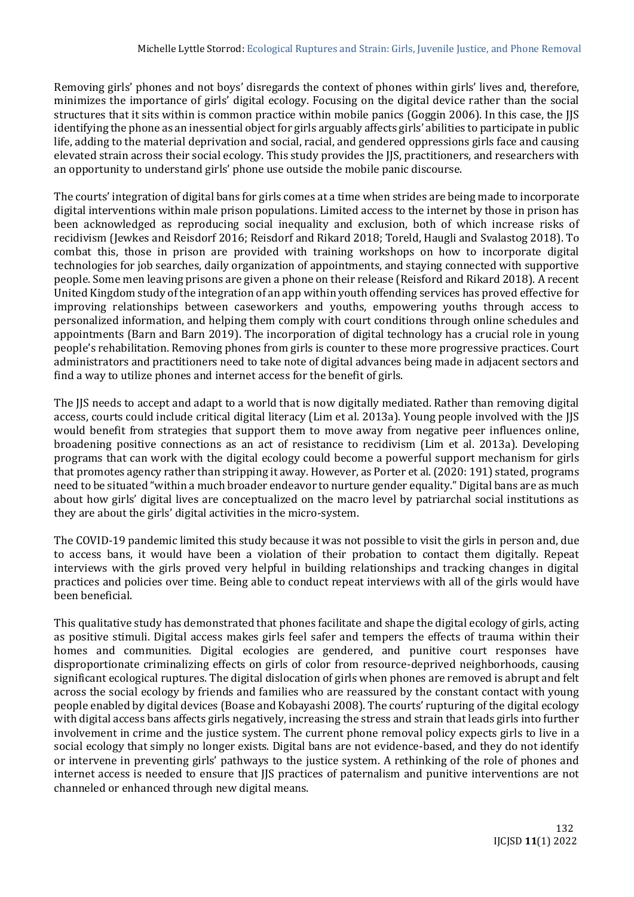Removing girls' phones and not boys' disregards the context of phones within girls' lives and, therefore, minimizes the importance of girls' digital ecology. Focusing on the digital device rather than the social structures that it sits within is common practice within mobile panics (Goggin 2006). In this case, the JJS identifying the phone as an inessential object for girls arguably affects girls' abilities to participate in public life, adding to the material deprivation and social, racial, and gendered oppressions girls face and causing elevated strain across their social ecology. This study provides the JJS, practitioners, and researchers with an opportunity to understand girls' phone use outside the mobile panic discourse.

The courts' integration of digital bans for girls comes at a time when strides are being made to incorporate digital interventions within male prison populations. Limited access to the internet by those in prison has been acknowledged as reproducing social inequality and exclusion, both of which increase risks of recidivism (Jewkes and Reisdorf 2016; Reisdorf and Rikard 2018; Toreld, Haugli and Svalastog 2018). To combat this, those in prison are provided with training workshops on how to incorporate digital technologies for job searches, daily organization of appointments, and staying connected with supportive people. Some men leaving prisons are given a phone on their release (Reisford and Rikard 2018). A recent United Kingdom study of the integration of an app within youth offending services has proved effective for improving relationships between caseworkers and youths, empowering youths through access to personalized information, and helping them comply with court conditions through online schedules and appointments (Barn and Barn 2019). The incorporation of digital technology has a crucial role in young people's rehabilitation. Removing phones from girls is counter to these more progressive practices. Court administrators and practitioners need to take note of digital advances being made in adjacent sectors and find a way to utilize phones and internet access for the benefit of girls.

The JJS needs to accept and adapt to a world that is now digitally mediated. Rather than removing digital access, courts could include critical digital literacy (Lim et al. 2013a). Young people involved with the JJS would benefit from strategies that support them to move away from negative peer influences online, broadening positive connections as an act of resistance to recidivism (Lim et al. 2013a). Developing programs that can work with the digital ecology could become a powerful support mechanism for girls that promotes agency rather than stripping it away. However, as Porter et al. (2020: 191) stated, programs need to be situated "within a much broader endeavor to nurture gender equality." Digital bans are as much about how girls' digital lives are conceptualized on the macro level by patriarchal social institutions as they are about the girls' digital activities in the micro-system.

The COVID-19 pandemic limited this study because it was not possible to visit the girls in person and, due to access bans, it would have been a violation of their probation to contact them digitally. Repeat interviews with the girls proved very helpful in building relationships and tracking changes in digital practices and policies over time. Being able to conduct repeat interviews with all of the girls would have been beneficial.

This qualitative study has demonstrated that phones facilitate and shape the digital ecology of girls, acting as positive stimuli. Digital access makes girls feel safer and tempers the effects of trauma within their homes and communities. Digital ecologies are gendered, and punitive court responses have disproportionate criminalizing effects on girls of color from resource-deprived neighborhoods, causing significant ecological ruptures. The digital dislocation of girls when phones are removed is abrupt and felt across the social ecology by friends and families who are reassured by the constant contact with young people enabled by digital devices (Boase and Kobayashi 2008). The courts' rupturing of the digital ecology with digital access bans affects girls negatively, increasing the stress and strain that leads girls into further involvement in crime and the justice system. The current phone removal policy expects girls to live in a social ecology that simply no longer exists. Digital bans are not evidence-based, and they do not identify or intervene in preventing girls' pathways to the justice system. A rethinking of the role of phones and internet access is needed to ensure that JJS practices of paternalism and punitive interventions are not channeled or enhanced through new digital means.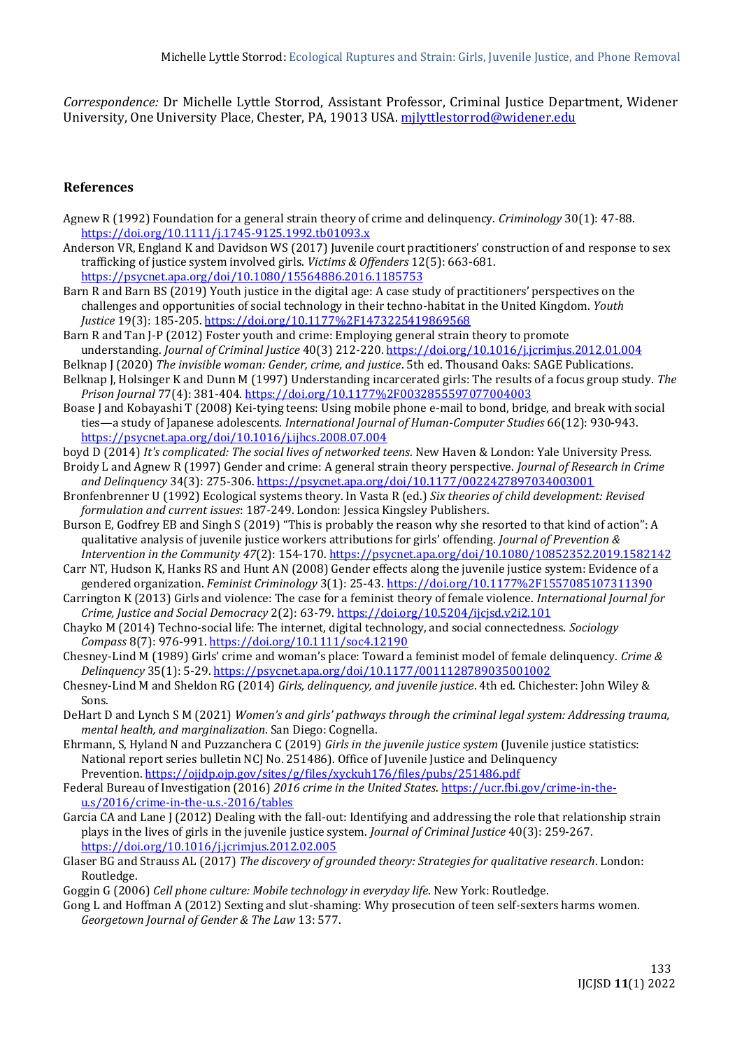*Correspondence:* Dr Michelle Lyttle Storrod, Assistant Professor, Criminal Justice Department, Widener University, One University Place, Chester, PA, 19013 USA. mjlyttlestorrod@widener.edu

## References

Agnew R (1992) Foundation for a general strain theory of crime and delinquency. *Criminology* 30(1): 47-88. https://doi.org/10.1111/j.1745-9125.1992.tb01093.x

Anderson VR, England K and Davidson WS (2017) Juvenile court practitioners' construction of and response to sex trafficking of justice system involved girls. *Victims & Offenders* 12(5): 663-681. https://psycnet.apa.org/doi/10.1080/15564886.2016.1185753

Barn R and Barn BS (2019) Youth justice in the digital age: A case study of practitioners' perspectives on the challenges and opportunities of social technology in their techno-habitat in the United Kingdom. *Youth Justice* 19(3): 185-205. https://doi.org/10.1177%2F1473225419869568

Barn R and Tan J-P (2012) Foster youth and crime: Employing general strain theory to promote understanding. *Journal of Criminal Justice* 40(3) 212-220. https://doi.org/10.1016/j.jcrimjus.2012.01.004

Belknap J (2020) *The invisible woman: Gender, crime, and justice*. 5th ed. Thousand Oaks: SAGE Publications.

Belknap J, Holsinger K and Dunn M (1997) Understanding incarcerated girls: The results of a focus group study. *The Prison Journal* 77(4): 381-404. https://doi.org/10.1177%2F0032855597077004003

Boase J and Kobayashi T (2008) Kei-tying teens: Using mobile phone e-mail to bond, bridge, and break with social ties—a study of Japanese adolescents. *International Journal of Human-Computer Studies* 66(12): 930-943. https://psycnet.apa.org/doi/10.1016/j.ijhcs.2008.07.004

boyd D (2014) *It's complicated: The social lives of networked teens*. New Haven & London: Yale University Press.

Broidy L and Agnew R (1997) Gender and crime: A general strain theory perspective. *Journal of Research in Crime and Delinquency* 34(3): 275-306. https://psycnet.apa.org/doi/10.1177/0022427897034003001

Bronfenbrenner U (1992) Ecological systems theory. In Vasta R (ed.) *Six theories of child development: Revised formulation and current issues*: 187-249. London: Jessica Kingsley Publishers.

Burson E, Godfrey EB and Singh S (2019) "This is probably the reason why she resorted to that kind of action": A qualitative analysis of juvenile justice workers attributions for girls' offending. *Journal of Prevention & Intervention in the Community 47*(2): 154-170. https://psycnet.apa.org/doi/10.1080/10852352.2019.1582142

Carr NT, Hudson K, Hanks RS and Hunt AN (2008) Gender effects along the juvenile justice system: Evidence of a gendered organization. *Feminist Criminology* 3(1): 25-43. https://doi.org/10.1177%2F1557085107311390

Carrington K (2013) Girls and violence: The case for a feminist theory of female violence. *International Journal for Crime, Justice and Social Democracy* 2(2): 63-79. https://doi.org/10.5204/ijcjsd.v2i2.101

Chayko M (2014) Techno-social life: The internet, digital technology, and social connectedness. *Sociology Compass* 8(7): 976-991. https://doi.org/10.1111/soc4.12190

Chesney-Lind M (1989) Girls' crime and woman's place: Toward a feminist model of female delinquency. *Crime & Delinquency* 35(1): 5-29. https://psycnet.apa.org/doi/10.1177/0011128789035001002

Chesney-Lind M and Sheldon RG (2014) *Girls, delinquency, and juvenile justice*. 4th ed. Chichester: John Wiley & Sons.

DeHart D and Lynch S M (2021) *Women's and girls' pathways through the criminal legal system: Addressing trauma, mental health, and marginalization*. San Diego: Cognella.

Ehrmann, S, Hyland N and Puzzanchera C (2019) *Girls in the juvenile justice system* (Juvenile justice statistics: National report series bulletin NCJ No. 251486). Office of Juvenile Justice and Delinquency Prevention. https://ojjdp.ojp.gov/sites/g/files/xyckuh176/files/pubs/251486.pdf

Federal Bureau of Investigation (2016) *2016 crime in the United States*. https://ucr.fbi.gov/crime-in-the-u.s/2016/crime-in-the-u.s.-2016/tables

Garcia CA and Lane J (2012) Dealing with the fall-out: Identifying and addressing the role that relationship strain plays in the lives of girls in the juvenile justice system. *Journal of Criminal Justice* 40(3): 259-267. https://doi.org/10.1016/j.jcrimjus.2012.02.005

Glaser BG and Strauss AL (2017) *The discovery of grounded theory: Strategies for qualitative research*. London: Routledge.

Goggin G (2006) *Cell phone culture: Mobile technology in everyday life*. New York: Routledge.

Gong L and Hoffman A (2012) Sexting and slut-shaming: Why prosecution of teen self-sexters harms women. *Georgetown Journal of Gender & The Law* 13: 577.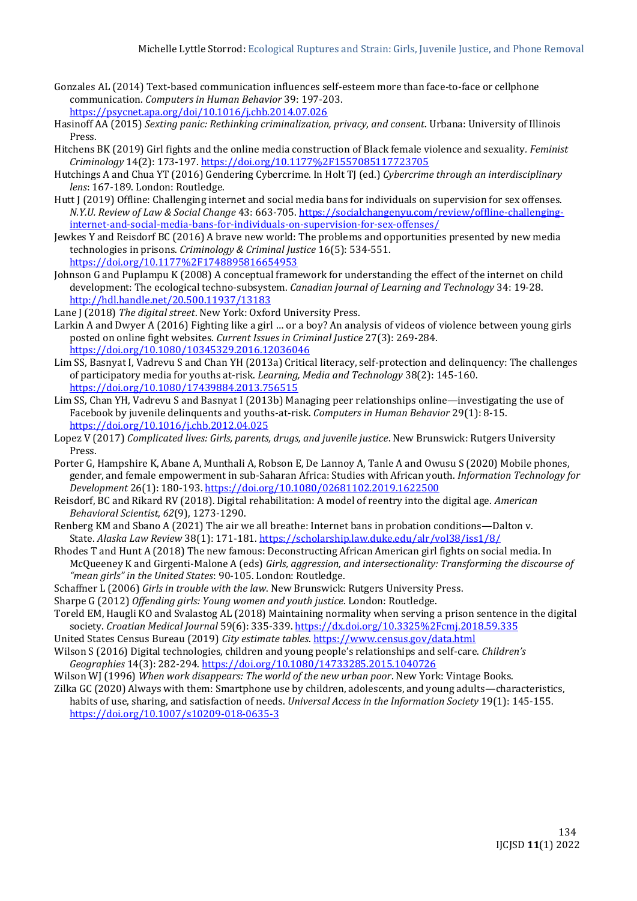Gonzales AL (2014) Text-based communication influences self-esteem more than face-to-face or cellphone communication. *Computers in Human Behavior* 39: 197-203. https://psycnet.apa.org/doi/10.1016/j.chb.2014.07.026

Hasinoff AA (2015) *Sexting panic: Rethinking criminalization, privacy, and consent*. Urbana: University of Illinois Press.

Hitchens BK (2019) Girl fights and the online media construction of Black female violence and sexuality. *Feminist Criminology* 14(2): 173-197. https://doi.org/10.1177%2F1557085117723705

Hutchings A and Chua YT (2016) Gendering Cybercrime. In Holt TJ (ed.) *Cybercrime through an interdisciplinary lens*: 167-189. London: Routledge.

Hutt J (2019) Offline: Challenging internet and social media bans for individuals on supervision for sex offenses. *N.Y.U. Review of Law & Social Change* 43: 663-705. https://socialchangenyu.com/review/offline-challenging-internet-and-social-media-bans-for-individuals-on-supervision-for-sex-offenses/

Jewkes Y and Reisdorf BC (2016) A brave new world: The problems and opportunities presented by new media technologies in prisons. *Criminology & Criminal Justice* 16(5): 534-551. https://doi.org/10.1177%2F1748895816654953

Johnson G and Puplampu K (2008) A conceptual framework for understanding the effect of the internet on child development: The ecological techno-subsystem. *Canadian Journal of Learning and Technology* 34: 19-28. http://hdl.handle.net/20.500.11937/13183

Lane J (2018) *The digital street*. New York: Oxford University Press.

Larkin A and Dwyer A (2016) Fighting like a girl … or a boy? An analysis of videos of violence between young girls posted on online fight websites. *Current Issues in Criminal Justice* 27(3): 269-284. https://doi.org/10.1080/10345329.2016.12036046

Lim SS, Basnyat I, Vadrevu S and Chan YH (2013a) Critical literacy, self-protection and delinquency: The challenges of participatory media for youths at-risk. *Learning, Media and Technology* 38(2): 145-160. https://doi.org/10.1080/17439884.2013.756515

Lim SS, Chan YH, Vadrevu S and Basnyat I (2013b) Managing peer relationships online—investigating the use of Facebook by juvenile delinquents and youths-at-risk. *Computers in Human Behavior* 29(1): 8-15. https://doi.org/10.1016/j.chb.2012.04.025

Lopez V (2017) *Complicated lives: Girls, parents, drugs, and juvenile justice*. New Brunswick: Rutgers University Press.

Porter G, Hampshire K, Abane A, Munthali A, Robson E, De Lannoy A, Tanle A and Owusu S (2020) Mobile phones, gender, and female empowerment in sub-Saharan Africa: Studies with African youth. *Information Technology for Development* 26(1): 180-193. https://doi.org/10.1080/02681102.2019.1622500

Reisdorf, BC and Rikard RV (2018). Digital rehabilitation: A model of reentry into the digital age. *American Behavioral Scientist*, *62*(9), 1273-1290.

Renberg KM and Sbano A (2021) The air we all breathe: Internet bans in probation conditions—Dalton v. State. *Alaska Law Review* 38(1): 171-181. https://scholarship.law.duke.edu/alr/vol38/iss1/8/

Rhodes T and Hunt A (2018) The new famous: Deconstructing African American girl fights on social media. In McQueeney K and Girgenti-Malone A (eds) *Girls, aggression, and intersectionality: Transforming the discourse of "mean girls" in the United States*: 90-105. London: Routledge.

Schaffner L (2006) *Girls in trouble with the law*. New Brunswick: Rutgers University Press.

Sharpe G (2012) *Offending girls: Young women and youth justice*. London: Routledge.

Toreld EM, Haugli KO and Svalastog AL (2018) Maintaining normality when serving a prison sentence in the digital society. *Croatian Medical Journal* 59(6): 335-339. https://dx.doi.org/10.3325%2Fcmj.2018.59.335

United States Census Bureau (2019) *City estimate tables*. https://www.census.gov/data.html

Wilson S (2016) Digital technologies, children and young people's relationships and self-care. *Children's Geographies* 14(3): 282-294. https://doi.org/10.1080/14733285.2015.1040726

Wilson WJ (1996) *When work disappears: The world of the new urban poor*. New York: Vintage Books.

Zilka GC (2020) Always with them: Smartphone use by children, adolescents, and young adults—characteristics, habits of use, sharing, and satisfaction of needs. *Universal Access in the Information Society* 19(1): 145-155. https://doi.org/10.1007/s10209-018-0635-3